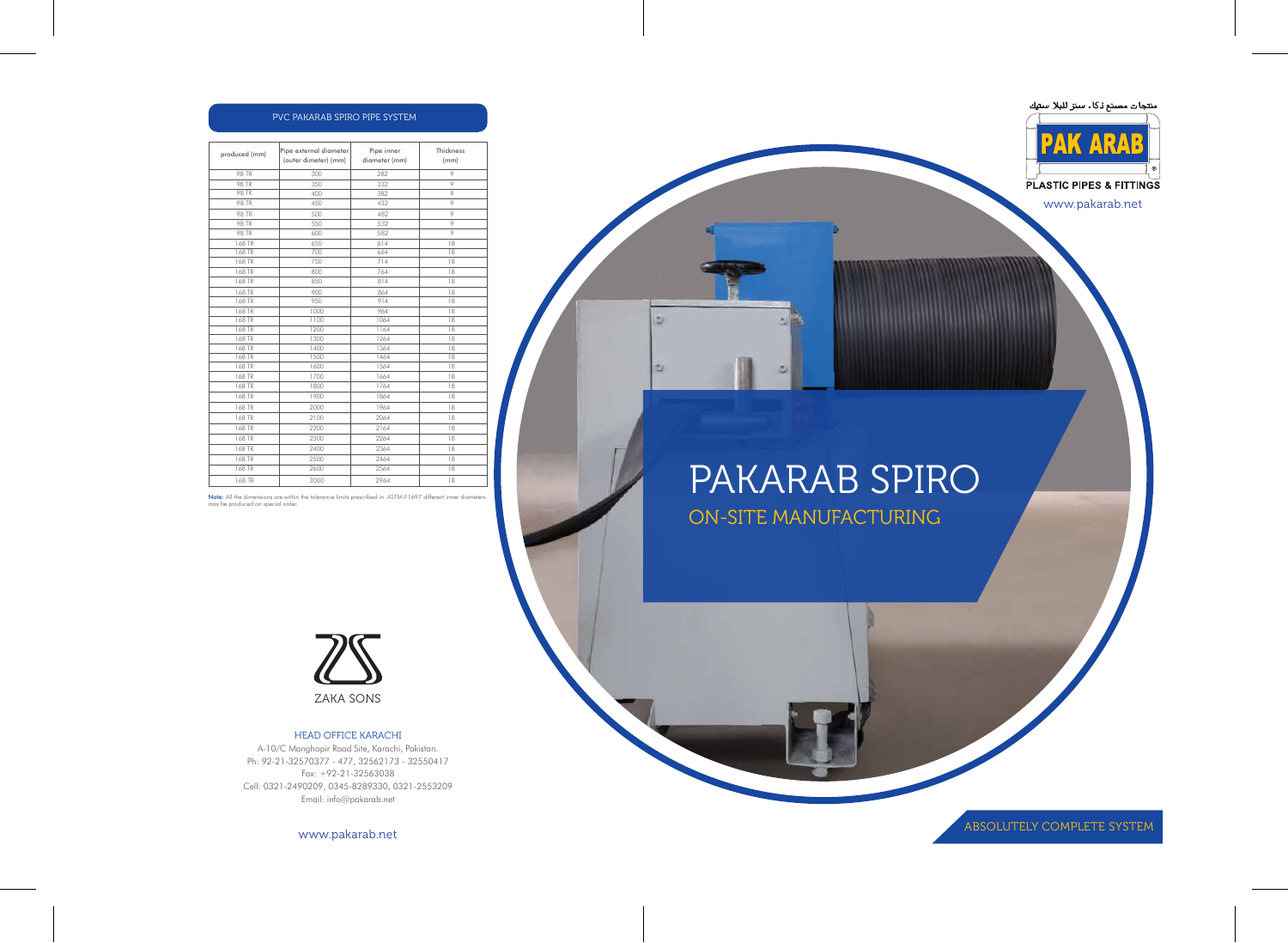## PVC PAKARAB SPIRO PIPE SYSTEM

| produced (mm) | Pipe external diameter (outer dimeter) (mm) | Pipe inner diameter (mm) | Thickness (mm) |
|---|---|---|---|
| 98 TR | 300 | 282 | 9 |
| 98 TR | 350 | 332 | 9 |
| 98 TR | 400 | 382 | 9 |
| 98 TR | 450 | 432 | 9 |
| 98 TR | 500 | 482 | 9 |
| 98 TR | 550 | 532 | 9 |
| 98 TR | 600 | 582 | 9 |
| 168 TR | 650 | 614 | 18 |
| 168 TR | 700 | 664 | 18 |
| 168 TR | 750 | 714 | 18 |
| 168 TR | 800 | 764 | 18 |
| 168 TR | 850 | 814 | 18 |
| 168 TR | 900 | 864 | 18 |
| 168 TR | 950 | 914 | 18 |
| 168 TR | 1000 | 964 | 18 |
| 168 TR | 1100 | 1064 | 18 |
| 168 TR | 1200 | 1164 | 18 |
| 168 TR | 1300 | 1264 | 18 |
| 168 TR | 1400 | 1364 | 18 |
| 168 TR | 1500 | 1464 | 18 |
| 168 TR | 1600 | 1564 | 18 |
| 168 TR | 1700 | 1664 | 18 |
| 168 TR | 1800 | 1764 | 18 |
| 168 TR | 1900 | 1864 | 18 |
| 168 TR | 2000 | 1964 | 18 |
| 168 TR | 2100 | 2064 | 18 |
| 168 TR | 2200 | 2164 | 18 |
| 168 TR | 2300 | 2264 | 18 |
| 168 TR | 2400 | 2364 | 18 |
| 168 TR | 2500 | 2464 | 18 |
| 168 TR | 2600 | 2564 | 18 |
| 168 TR | 3000 | 2964 | 18 |

**Note:** All the dimensions are within the tolerance limits prescribed in ASTM-F1697 different inner diameters may be produced on special order.

ZAKA SONS

### HEAD OFFICE KARACHI

A-10/C Manghopir Road Site, Karachi, Pakistan.
Ph: 92-21-32570377 - 477, 32562173 - 32550417
Fax: +92-21-32563038
Cell: 0321-2490209, 0345-8289330, 0321-2553209
Email: info@pakarab.net

www.pakarab.net

منتجات مصنع ذكاء سنز للبلاستيك

PAK ARAB

PLASTIC PIPES & FITTINGS

www.pakarab.net

# PAKARAB SPIRO

## ON-SITE MANUFACTURING

ABSOLUTELY COMPLETE SYSTEM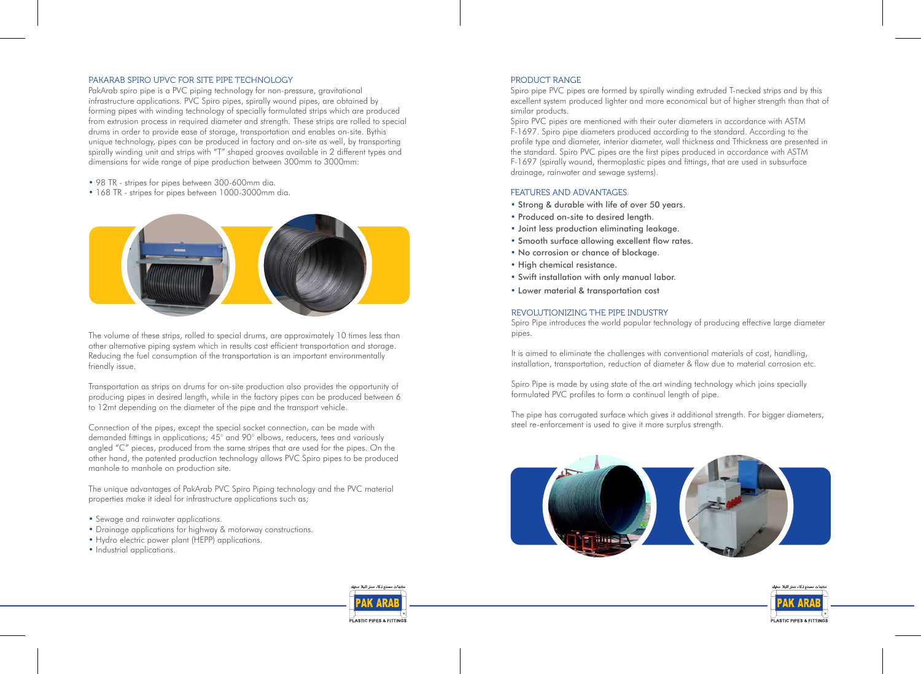## PAKARAB SPIRO UPVC FOR SITE PIPE TECHNOLOGY

PakArab spiro pipe is a PVC piping technology for non-pressure, gravitational infrastructure applications. PVC Spiro pipes, spirally wound pipes, are obtained by forming pipes with winding technology of specially formulated strips which are produced from extrusion process in required diameter and strength. These strips are rolled to special drums in order to provide ease of storage, transportation and enables on-site. Bythis unique technology, pipes can be produced in factory and on-site as well, by transporting spirally winding unit and strips with "T" shaped grooves available in 2 different types and dimensions for wide range of pipe production between 300mm to 3000mm:

- 98 TR - stripes for pipes between 300-600mm dia.
- 168 TR - stripes for pipes between 1000-3000mm dia.

The volume of these strips, rolled to special drums, are approximately 10 times less than other alternative piping system which in results cost efficient transportation and storage. Reducing the fuel consumption of the transportation is an important environmentally friendly issue.

Transportation as strips on drums for on-site production also provides the opportunity of producing pipes in desired length, while in the factory pipes can be produced between 6 to 12mt depending on the diameter of the pipe and the transport vehicle.

Connection of the pipes, except the special socket connection, can be made with demanded fittings in applications; 45° and 90° elbows, reducers, tees and variously angled "C" pieces, produced from the same stripes that are used for the pipes. On the other hand, the patented production technology allows PVC Spiro pipes to be produced manhole to manhole on production site.

The unique advantages of PakArab PVC Spiro Piping technology and the PVC material properties make it ideal for infrastructure applications such as;

- Sewage and rainwater applications.
- Drainage applications for highway & motorway constructions.
- Hydro electric power plant (HEPP) applications.
- Industrial applications.

## PRODUCT RANGE

Spiro pipe PVC pipes are formed by spirally winding extruded T-necked strips and by this excellent system produced lighter and more economical but of higher strength than that of similar products.

Spiro PVC pipes are mentioned with their outer diameters in accordance with ASTM F-1697. Spiro pipe diameters produced according to the standard. According to the profile type and diameter, interior diameter, wall thickness and Tthickness are presented in the standard. Spiro PVC pipes are the first pipes produced in accordance with ASTM F-1697 (spirally wound, thermoplastic pipes and fittings, that are used in subsurface drainage, rainwater and sewage systems).

## FEATURES AND ADVANTAGES.

- Strong & durable with life of over 50 years.
- Produced on-site to desired length.
- Joint less production eliminating leakage.
- Smooth surface allowing excellent flow rates.
- No corrosion or chance of blockage.
- High chemical resistance.
- Swift installation with only manual labor.
- Lower material & transportation cost

## REVOLUTIONIZING THE PIPE INDUSTRY

Spiro Pipe introduces the world popular technology of producing effective large diameter pipes.

It is aimed to eliminate the challenges with conventional materials of cost, handling, installation, transportation, reduction of diameter & flow due to material corrosion etc.

Spiro Pipe is made by using state of the art winding technology which joins specially formulated PVC profiles to form a continual length of pipe.

The pipe has corrugated surface which gives it additional strength. For bigger diameters, steel re-enforcement is used to give it more surplus strength.